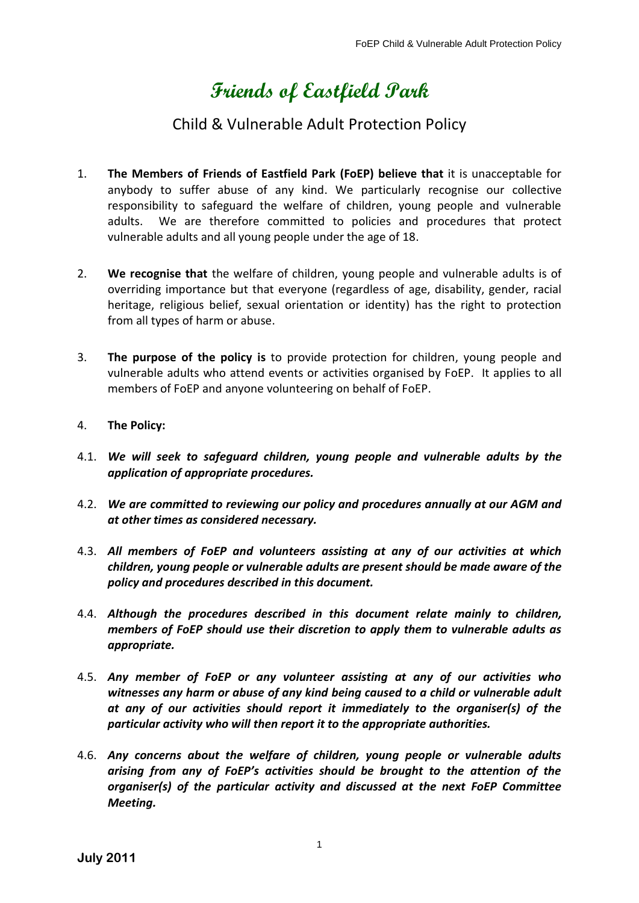# Friends of Eastfield Park

## Child & Vulnerable Adult Protection Policy

1. **The Members of Friends of Eastfield Park (FoEP) believe that** it is unacceptable for anybody to suffer abuse of any kind. We particularly recognise our collective responsibility to safeguard the welfare of children, young people and vulnerable adults. We are therefore committed to policies and procedures that protect vulnerable adults and all young people under the age of 18.

2. **We recognise that** the welfare of children, young people and vulnerable adults is of overriding importance but that everyone (regardless of age, disability, gender, racial heritage, religious belief, sexual orientation or identity) has the right to protection from all types of harm or abuse.

3. **The purpose of the policy is** to provide protection for children, young people and vulnerable adults who attend events or activities organised by FoEP. It applies to all members of FoEP and anyone volunteering on behalf of FoEP.

4. **The Policy:**

4.1. ***We will seek to safeguard children, young people and vulnerable adults by the application of appropriate procedures.***

4.2. ***We are committed to reviewing our policy and procedures annually at our AGM and at other times as considered necessary.***

4.3. ***All members of FoEP and volunteers assisting at any of our activities at which children, young people or vulnerable adults are present should be made aware of the policy and procedures described in this document.***

4.4. ***Although the procedures described in this document relate mainly to children, members of FoEP should use their discretion to apply them to vulnerable adults as appropriate.***

4.5. ***Any member of FoEP or any volunteer assisting at any of our activities who witnesses any harm or abuse of any kind being caused to a child or vulnerable adult at any of our activities should report it immediately to the organiser(s) of the particular activity who will then report it to the appropriate authorities.***

4.6. ***Any concerns about the welfare of children, young people or vulnerable adults arising from any of FoEP's activities should be brought to the attention of the organiser(s) of the particular activity and discussed at the next FoEP Committee Meeting.***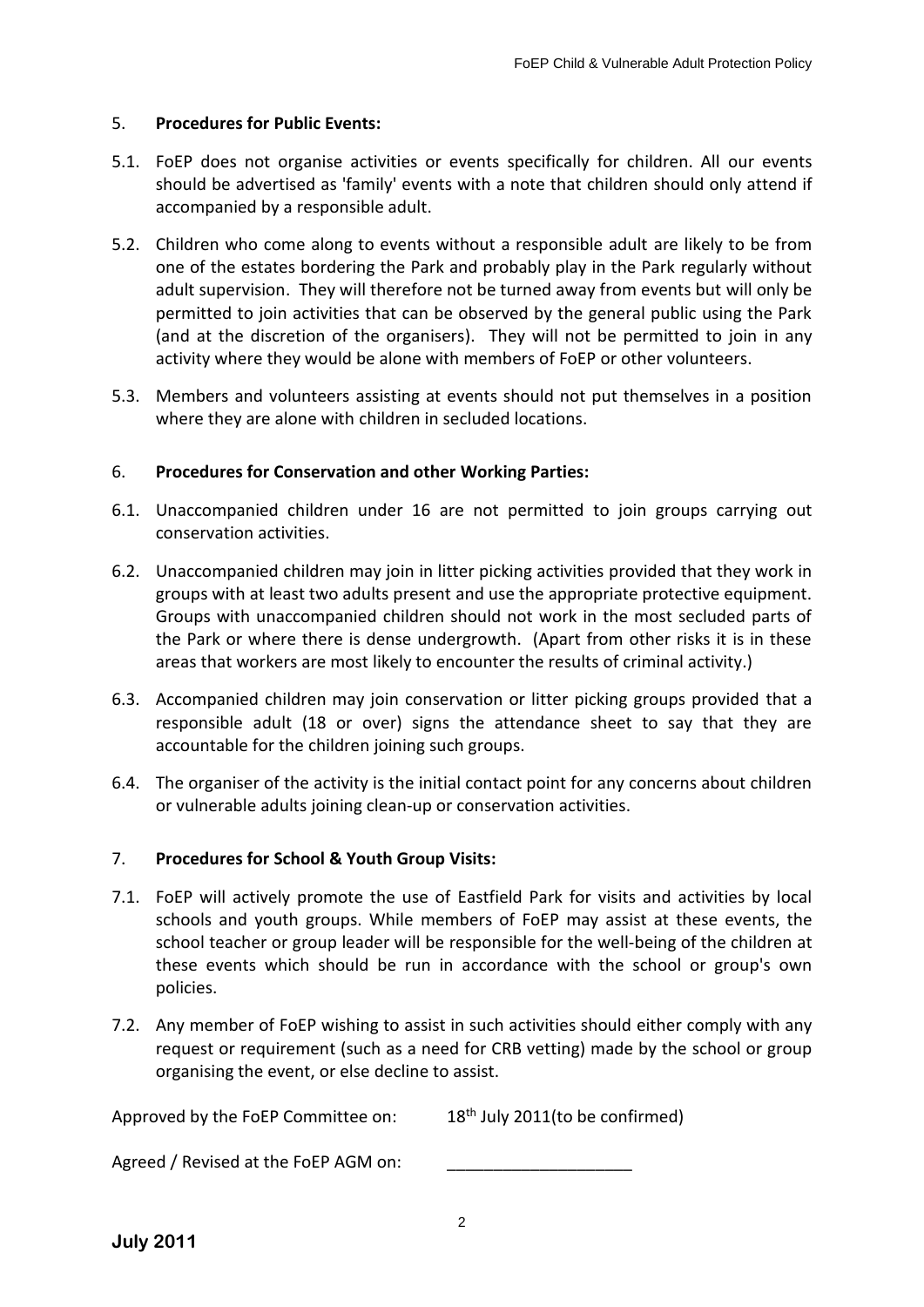## 5. **Procedures for Public Events:**

5.1. FoEP does not organise activities or events specifically for children. All our events should be advertised as 'family' events with a note that children should only attend if accompanied by a responsible adult.

5.2. Children who come along to events without a responsible adult are likely to be from one of the estates bordering the Park and probably play in the Park regularly without adult supervision. They will therefore not be turned away from events but will only be permitted to join activities that can be observed by the general public using the Park (and at the discretion of the organisers). They will not be permitted to join in any activity where they would be alone with members of FoEP or other volunteers.

5.3. Members and volunteers assisting at events should not put themselves in a position where they are alone with children in secluded locations.

## 6. **Procedures for Conservation and other Working Parties:**

6.1. Unaccompanied children under 16 are not permitted to join groups carrying out conservation activities.

6.2. Unaccompanied children may join in litter picking activities provided that they work in groups with at least two adults present and use the appropriate protective equipment. Groups with unaccompanied children should not work in the most secluded parts of the Park or where there is dense undergrowth. (Apart from other risks it is in these areas that workers are most likely to encounter the results of criminal activity.)

6.3. Accompanied children may join conservation or litter picking groups provided that a responsible adult (18 or over) signs the attendance sheet to say that they are accountable for the children joining such groups.

6.4. The organiser of the activity is the initial contact point for any concerns about children or vulnerable adults joining clean-up or conservation activities.

## 7. **Procedures for School & Youth Group Visits:**

7.1. FoEP will actively promote the use of Eastfield Park for visits and activities by local schools and youth groups. While members of FoEP may assist at these events, the school teacher or group leader will be responsible for the well-being of the children at these events which should be run in accordance with the school or group's own policies.

7.2. Any member of FoEP wishing to assist in such activities should either comply with any request or requirement (such as a need for CRB vetting) made by the school or group organising the event, or else decline to assist.

Approved by the FoEP Committee on: 18th July 2011(to be confirmed)

Agreed / Revised at the FoEP AGM on: ____________________

**July 2011**